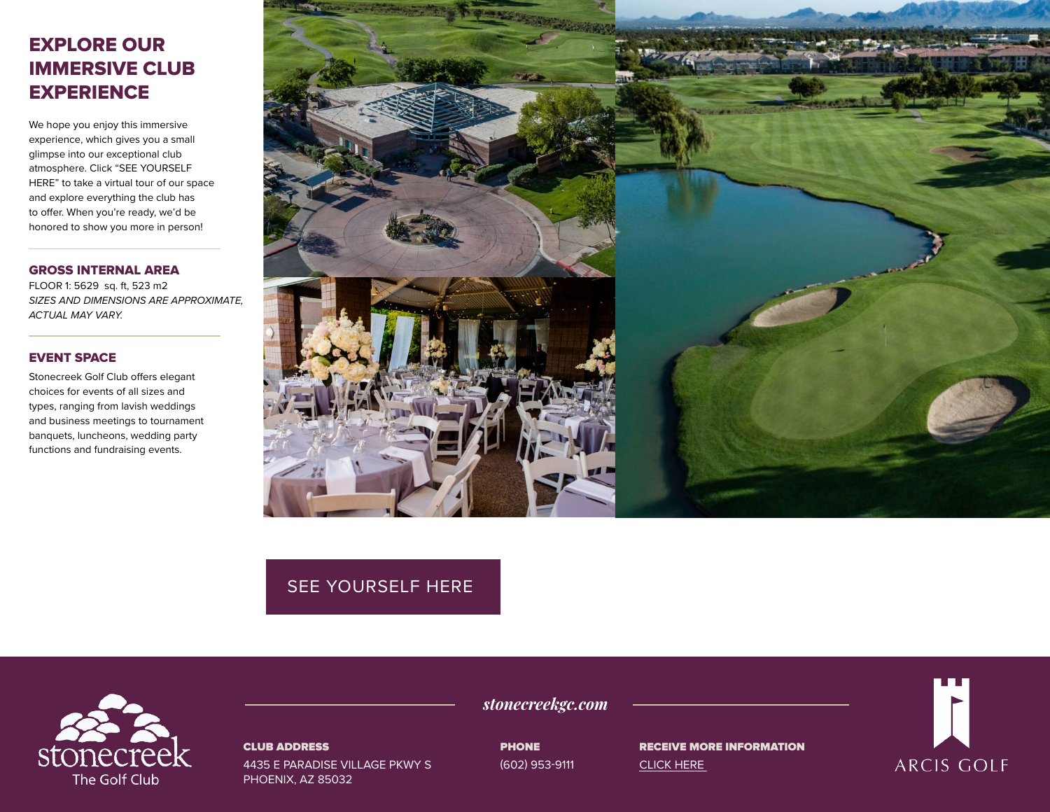# EXPLORE OUR IMMERSIVE CLUB EXPERIENCE

We hope you enjoy this immersive experience, which gives you a small glimpse into our exceptional club atmosphere. Click "SEE YOURSELF HERE" to take a virtual tour of our space and explore everything the club has to offer. When you're ready, we'd be honored to show you more in person!

## GROSS INTERNAL AREA

FLOOR 1: 5629 sq. ft, 523 m2

*SIZES AND DIMENSIONS ARE APPROXIMATE, ACTUAL MAY VARY.*

## EVENT SPACE

Stonecreek Golf Club offers elegant choices for events of all sizes and types, ranging from lavish weddings and business meetings to tournament banquets, luncheons, wedding party functions and fundraising events.

SEE YOURSELF HERE

stonecreek
The Golf Club

*stonecreekgc.com*

**CLUB ADDRESS**
4435 E PARADISE VILLAGE PKWY S
PHOENIX, AZ 85032

**PHONE**
(602) 953-9111

**RECEIVE MORE INFORMATION**
CLICK HERE

ARCIS GOLF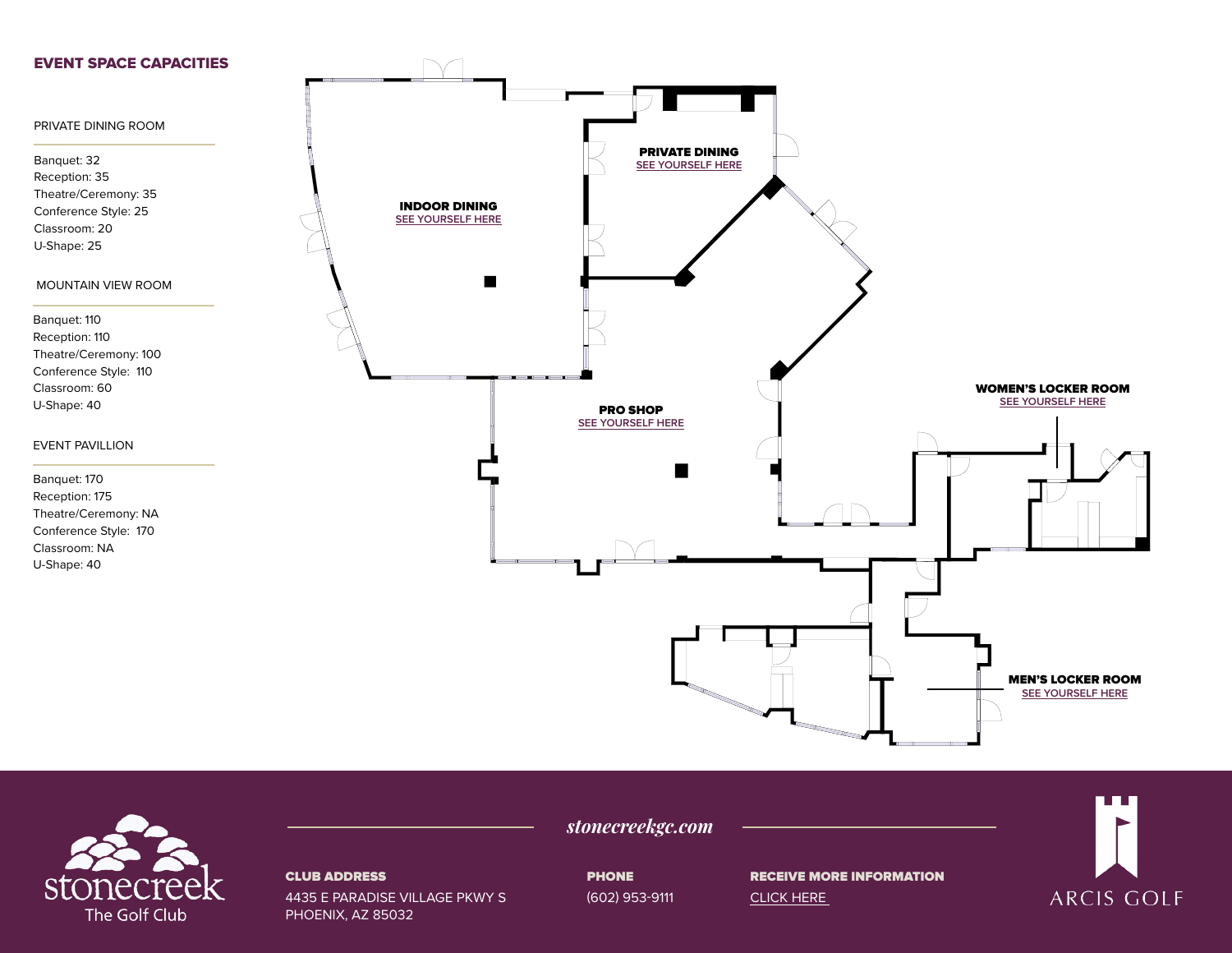## EVENT SPACE CAPACITIES

### PRIVATE DINING ROOM

Banquet: 32
Reception: 35
Theatre/Ceremony: 35
Conference Style: 25
Classroom: 20
U-Shape: 25

### MOUNTAIN VIEW ROOM

Banquet: 110
Reception: 110
Theatre/Ceremony: 100
Conference Style: 110
Classroom: 60
U-Shape: 40

### EVENT PAVILLION

Banquet: 170
Reception: 175
Theatre/Ceremony: NA
Conference Style: 170
Classroom: NA
U-Shape: 40

INDOOR DINING
SEE YOURSELF HERE

PRIVATE DINING
SEE YOURSELF HERE

PRO SHOP
SEE YOURSELF HERE

WOMEN'S LOCKER ROOM
SEE YOURSELF HERE

MEN'S LOCKER ROOM
SEE YOURSELF HERE

stonecreek The Golf Club

*stonecreekgc.com*

**CLUB ADDRESS**
4435 E PARADISE VILLAGE PKWY S
PHOENIX, AZ 85032

**PHONE**
(602) 953-9111

**RECEIVE MORE INFORMATION**
CLICK HERE

ARCIS GOLF